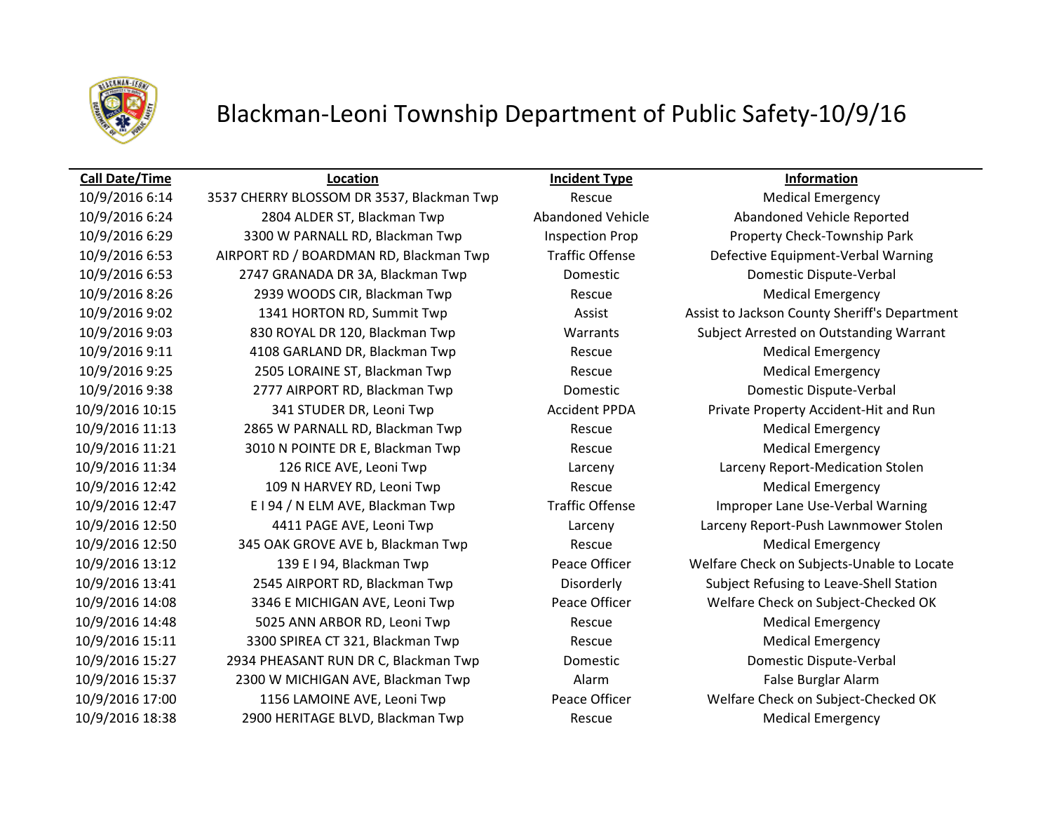# Blackman-Leoni Township Department of Public Safety-10/9/16

| Call Date/Time | Location | Incident Type | Information |
| --- | --- | --- | --- |
| 10/9/2016 6:14 | 3537 CHERRY BLOSSOM DR 3537, Blackman Twp | Rescue | Medical Emergency |
| 10/9/2016 6:24 | 2804 ALDER ST, Blackman Twp | Abandoned Vehicle | Abandoned Vehicle Reported |
| 10/9/2016 6:29 | 3300 W PARNALL RD, Blackman Twp | Inspection Prop | Property Check-Township Park |
| 10/9/2016 6:53 | AIRPORT RD / BOARDMAN RD, Blackman Twp | Traffic Offense | Defective Equipment-Verbal Warning |
| 10/9/2016 6:53 | 2747 GRANADA DR 3A, Blackman Twp | Domestic | Domestic Dispute-Verbal |
| 10/9/2016 8:26 | 2939 WOODS CIR, Blackman Twp | Rescue | Medical Emergency |
| 10/9/2016 9:02 | 1341 HORTON RD, Summit Twp | Assist | Assist to Jackson County Sheriff's Department |
| 10/9/2016 9:03 | 830 ROYAL DR 120, Blackman Twp | Warrants | Subject Arrested on Outstanding Warrant |
| 10/9/2016 9:11 | 4108 GARLAND DR, Blackman Twp | Rescue | Medical Emergency |
| 10/9/2016 9:25 | 2505 LORAINE ST, Blackman Twp | Rescue | Medical Emergency |
| 10/9/2016 9:38 | 2777 AIRPORT RD, Blackman Twp | Domestic | Domestic Dispute-Verbal |
| 10/9/2016 10:15 | 341 STUDER DR, Leoni Twp | Accident PPDA | Private Property Accident-Hit and Run |
| 10/9/2016 11:13 | 2865 W PARNALL RD, Blackman Twp | Rescue | Medical Emergency |
| 10/9/2016 11:21 | 3010 N POINTE DR E, Blackman Twp | Rescue | Medical Emergency |
| 10/9/2016 11:34 | 126 RICE AVE, Leoni Twp | Larceny | Larceny Report-Medication Stolen |
| 10/9/2016 12:42 | 109 N HARVEY RD, Leoni Twp | Rescue | Medical Emergency |
| 10/9/2016 12:47 | E I 94 / N ELM AVE, Blackman Twp | Traffic Offense | Improper Lane Use-Verbal Warning |
| 10/9/2016 12:50 | 4411 PAGE AVE, Leoni Twp | Larceny | Larceny Report-Push Lawnmower Stolen |
| 10/9/2016 12:50 | 345 OAK GROVE AVE b, Blackman Twp | Rescue | Medical Emergency |
| 10/9/2016 13:12 | 139 E I 94, Blackman Twp | Peace Officer | Welfare Check on Subjects-Unable to Locate |
| 10/9/2016 13:41 | 2545 AIRPORT RD, Blackman Twp | Disorderly | Subject Refusing to Leave-Shell Station |
| 10/9/2016 14:08 | 3346 E MICHIGAN AVE, Leoni Twp | Peace Officer | Welfare Check on Subject-Checked OK |
| 10/9/2016 14:48 | 5025 ANN ARBOR RD, Leoni Twp | Rescue | Medical Emergency |
| 10/9/2016 15:11 | 3300 SPIREA CT 321, Blackman Twp | Rescue | Medical Emergency |
| 10/9/2016 15:27 | 2934 PHEASANT RUN DR C, Blackman Twp | Domestic | Domestic Dispute-Verbal |
| 10/9/2016 15:37 | 2300 W MICHIGAN AVE, Blackman Twp | Alarm | False Burglar Alarm |
| 10/9/2016 17:00 | 1156 LAMOINE AVE, Leoni Twp | Peace Officer | Welfare Check on Subject-Checked OK |
| 10/9/2016 18:38 | 2900 HERITAGE BLVD, Blackman Twp | Rescue | Medical Emergency |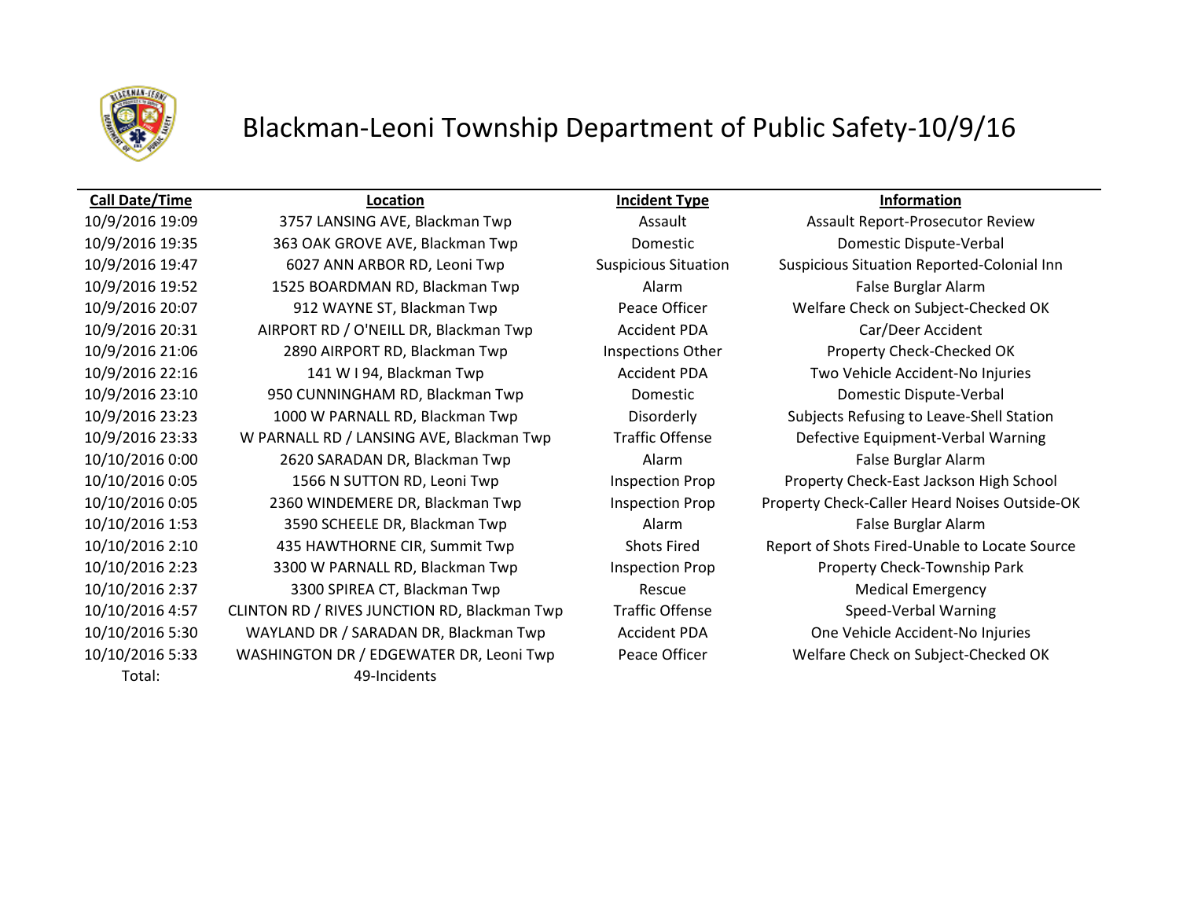# Blackman-Leoni Township Department of Public Safety-10/9/16

| Call Date/Time | Location | Incident Type | Information |
|---|---|---|---|
| 10/9/2016 19:09 | 3757 LANSING AVE, Blackman Twp | Assault | Assault Report-Prosecutor Review |
| 10/9/2016 19:35 | 363 OAK GROVE AVE, Blackman Twp | Domestic | Domestic Dispute-Verbal |
| 10/9/2016 19:47 | 6027 ANN ARBOR RD, Leoni Twp | Suspicious Situation | Suspicious Situation Reported-Colonial Inn |
| 10/9/2016 19:52 | 1525 BOARDMAN RD, Blackman Twp | Alarm | False Burglar Alarm |
| 10/9/2016 20:07 | 912 WAYNE ST, Blackman Twp | Peace Officer | Welfare Check on Subject-Checked OK |
| 10/9/2016 20:31 | AIRPORT RD / O'NEILL DR, Blackman Twp | Accident PDA | Car/Deer Accident |
| 10/9/2016 21:06 | 2890 AIRPORT RD, Blackman Twp | Inspections Other | Property Check-Checked OK |
| 10/9/2016 22:16 | 141 W I 94, Blackman Twp | Accident PDA | Two Vehicle Accident-No Injuries |
| 10/9/2016 23:10 | 950 CUNNINGHAM RD, Blackman Twp | Domestic | Domestic Dispute-Verbal |
| 10/9/2016 23:23 | 1000 W PARNALL RD, Blackman Twp | Disorderly | Subjects Refusing to Leave-Shell Station |
| 10/9/2016 23:33 | W PARNALL RD / LANSING AVE, Blackman Twp | Traffic Offense | Defective Equipment-Verbal Warning |
| 10/10/2016 0:00 | 2620 SARADAN DR, Blackman Twp | Alarm | False Burglar Alarm |
| 10/10/2016 0:05 | 1566 N SUTTON RD, Leoni Twp | Inspection Prop | Property Check-East Jackson High School |
| 10/10/2016 0:05 | 2360 WINDEMERE DR, Blackman Twp | Inspection Prop | Property Check-Caller Heard Noises Outside-OK |
| 10/10/2016 1:53 | 3590 SCHEELE DR, Blackman Twp | Alarm | False Burglar Alarm |
| 10/10/2016 2:10 | 435 HAWTHORNE CIR, Summit Twp | Shots Fired | Report of Shots Fired-Unable to Locate Source |
| 10/10/2016 2:23 | 3300 W PARNALL RD, Blackman Twp | Inspection Prop | Property Check-Township Park |
| 10/10/2016 2:37 | 3300 SPIREA CT, Blackman Twp | Rescue | Medical Emergency |
| 10/10/2016 4:57 | CLINTON RD / RIVES JUNCTION RD, Blackman Twp | Traffic Offense | Speed-Verbal Warning |
| 10/10/2016 5:30 | WAYLAND DR / SARADAN DR, Blackman Twp | Accident PDA | One Vehicle Accident-No Injuries |
| 10/10/2016 5:33 | WASHINGTON DR / EDGEWATER DR, Leoni Twp | Peace Officer | Welfare Check on Subject-Checked OK |
| Total: | 49-Incidents | | |